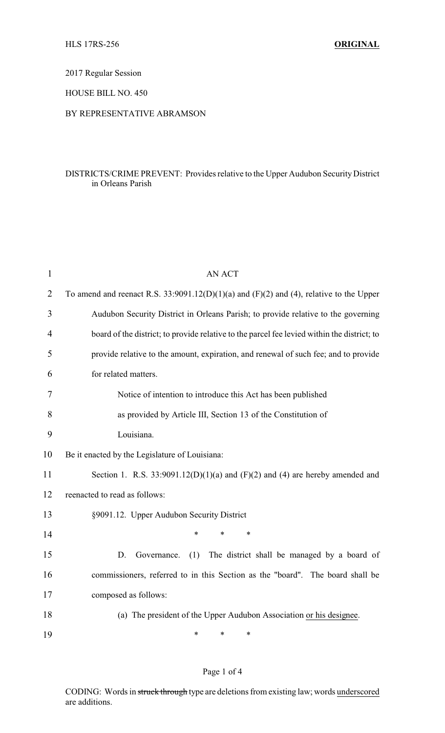HLS 17RS-256 **ORIGINAL**

2017 Regular Session

HOUSE BILL NO. 450

BY REPRESENTATIVE ABRAMSON

DISTRICTS/CRIME PREVENT: Provides relative to the Upper Audubon Security District in Orleans Parish

AN ACT

To amend and reenact R.S. 33:9091.12(D)(1)(a) and (F)(2) and (4), relative to the Upper Audubon Security District in Orleans Parish; to provide relative to the governing board of the district; to provide relative to the parcel fee levied within the district; to provide relative to the amount, expiration, and renewal of such fee; and to provide for related matters.

Notice of intention to introduce this Act has been published as provided by Article III, Section 13 of the Constitution of Louisiana.

Be it enacted by the Legislature of Louisiana:

Section 1. R.S. 33:9091.12(D)(1)(a) and (F)(2) and (4) are hereby amended and reenacted to read as follows:

§9091.12. Upper Audubon Security District

\* \* \*

D. Governance. (1) The district shall be managed by a board of commissioners, referred to in this Section as the "board". The board shall be composed as follows:

(a) The president of the Upper Audubon Association <u>or his designee</u>.

\* \* \*

CODING: Words in ~~struck through~~ type are deletions from existing law; words <u>underscored</u> are additions.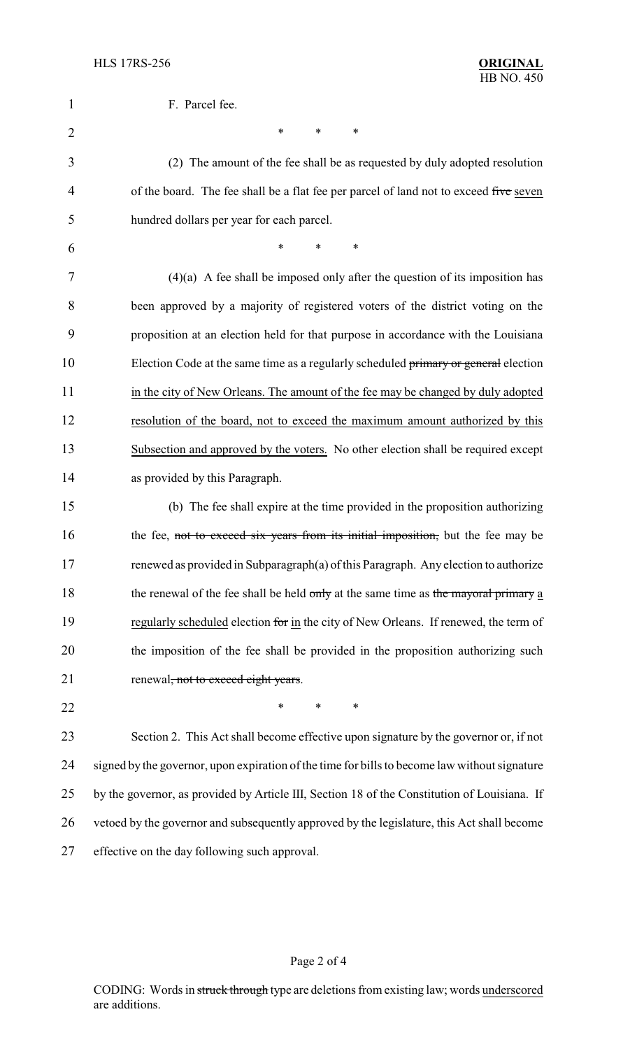F. Parcel fee.

\* \* \*

(2) The amount of the fee shall be as requested by duly adopted resolution of the board. The fee shall be a flat fee per parcel of land not to exceed ~~five~~ <u>seven</u> hundred dollars per year for each parcel.

\* \* \*

(4)(a) A fee shall be imposed only after the question of its imposition has been approved by a majority of registered voters of the district voting on the proposition at an election held for that purpose in accordance with the Louisiana Election Code at the same time as a regularly scheduled ~~primary or general~~ election <u>in the city of New Orleans. The amount of the fee may be changed by duly adopted resolution of the board, not to exceed the maximum amount authorized by this Subsection and approved by the voters.</u> No other election shall be required except as provided by this Paragraph.

(b) The fee shall expire at the time provided in the proposition authorizing the fee, ~~not to exceed six years from its initial imposition,~~ but the fee may be renewed as provided in Subparagraph (a) of this Paragraph. Any election to authorize the renewal of the fee shall be held ~~only~~ at the same time as ~~the mayoral primary~~ <u>a regularly scheduled</u> election ~~for~~ <u>in</u> the city of New Orleans. If renewed, the term of the imposition of the fee shall be provided in the proposition authorizing such renewal~~, not to exceed eight years~~.

\* \* \*

Section 2. This Act shall become effective upon signature by the governor or, if not signed by the governor, upon expiration of the time for bills to become law without signature by the governor, as provided by Article III, Section 18 of the Constitution of Louisiana. If vetoed by the governor and subsequently approved by the legislature, this Act shall become effective on the day following such approval.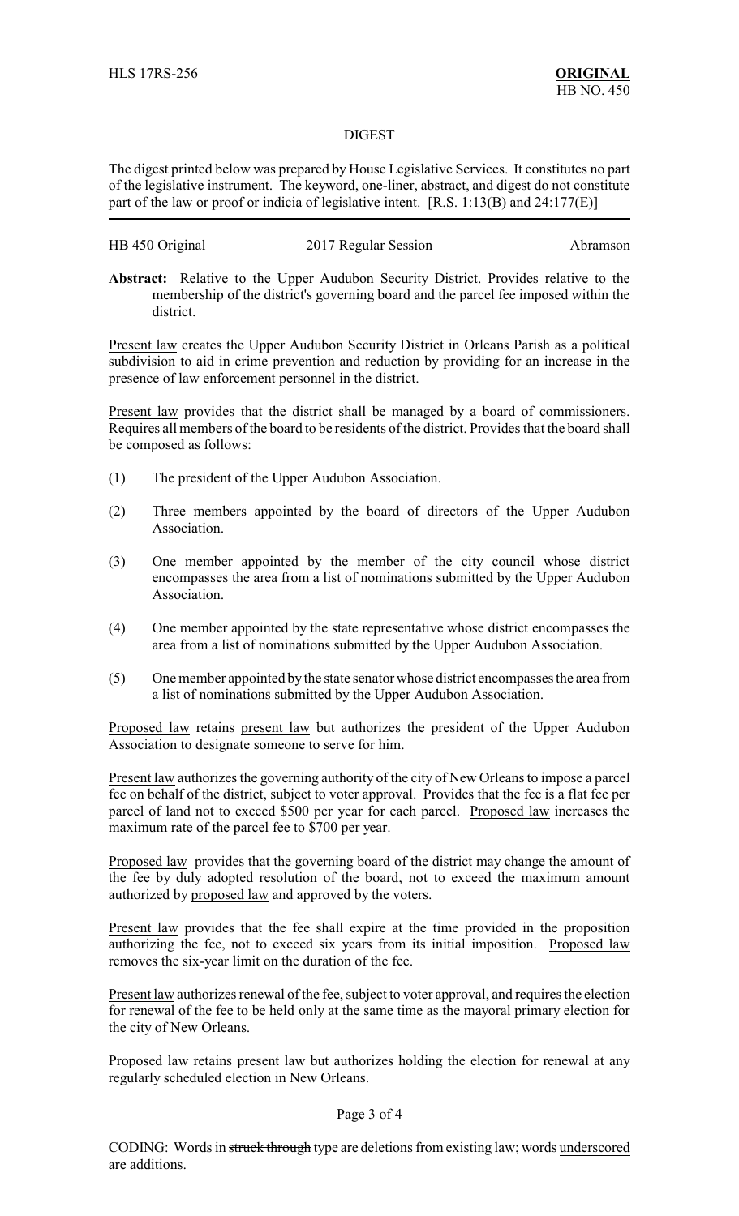HLS 17RS-256 **ORIGINAL**
HB NO. 450

DIGEST

The digest printed below was prepared by House Legislative Services. It constitutes no part of the legislative instrument. The keyword, one-liner, abstract, and digest do not constitute part of the law or proof or indicia of legislative intent. [R.S. 1:13(B) and 24:177(E)]

HB 450 Original 2017 Regular Session Abramson

**Abstract:** Relative to the Upper Audubon Security District. Provides relative to the membership of the district's governing board and the parcel fee imposed within the district.

Present law creates the Upper Audubon Security District in Orleans Parish as a political subdivision to aid in crime prevention and reduction by providing for an increase in the presence of law enforcement personnel in the district.

Present law provides that the district shall be managed by a board of commissioners. Requires all members of the board to be residents of the district. Provides that the board shall be composed as follows:

(1) The president of the Upper Audubon Association.

(2) Three members appointed by the board of directors of the Upper Audubon Association.

(3) One member appointed by the member of the city council whose district encompasses the area from a list of nominations submitted by the Upper Audubon Association.

(4) One member appointed by the state representative whose district encompasses the area from a list of nominations submitted by the Upper Audubon Association.

(5) One member appointed by the state senator whose district encompasses the area from a list of nominations submitted by the Upper Audubon Association.

Proposed law retains present law but authorizes the president of the Upper Audubon Association to designate someone to serve for him.

Present law authorizes the governing authority of the city of New Orleans to impose a parcel fee on behalf of the district, subject to voter approval. Provides that the fee is a flat fee per parcel of land not to exceed $500 per year for each parcel. Proposed law increases the maximum rate of the parcel fee to $700 per year.

Proposed law provides that the governing board of the district may change the amount of the fee by duly adopted resolution of the board, not to exceed the maximum amount authorized by proposed law and approved by the voters.

Present law provides that the fee shall expire at the time provided in the proposition authorizing the fee, not to exceed six years from its initial imposition. Proposed law removes the six-year limit on the duration of the fee.

Present law authorizes renewal of the fee, subject to voter approval, and requires the election for renewal of the fee to be held only at the same time as the mayoral primary election for the city of New Orleans.

Proposed law retains present law but authorizes holding the election for renewal at any regularly scheduled election in New Orleans.

CODING: Words in ~~struck through~~ type are deletions from existing law; words underscored are additions.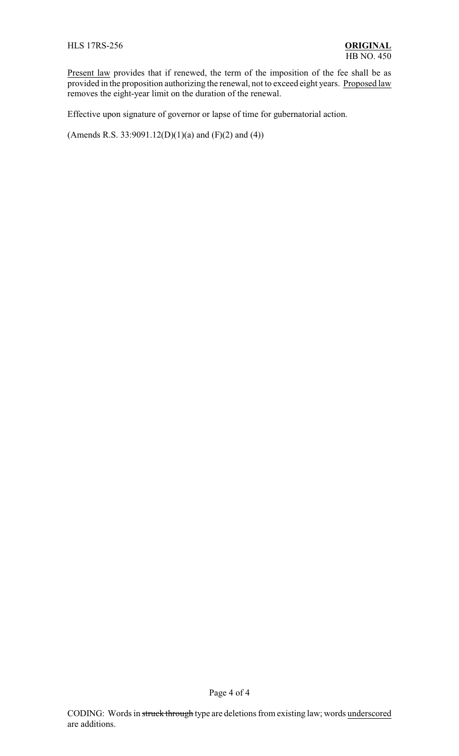<u>Present law</u> provides that if renewed, the term of the imposition of the fee shall be as provided in the proposition authorizing the renewal, not to exceed eight years. <u>Proposed law</u> removes the eight-year limit on the duration of the renewal.

Effective upon signature of governor or lapse of time for gubernatorial action.

(Amends R.S. 33:9091.12(D)(1)(a) and (F)(2) and (4))

CODING: Words in ~~struck through~~ type are deletions from existing law; words <u>underscored</u> are additions.